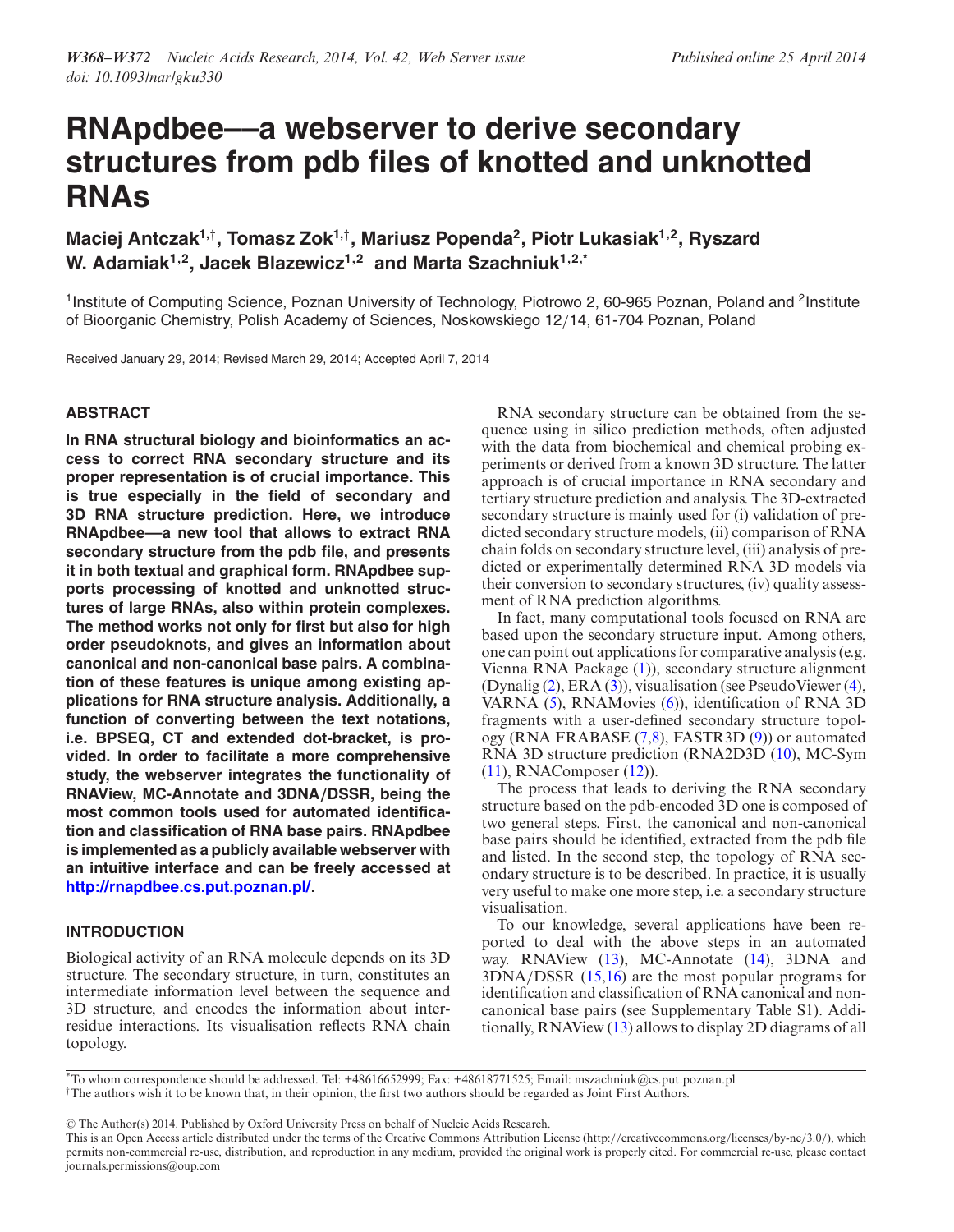# RNApdbee—a webserver to derive secondary structures from pdb files of knotted and unknotted RNAs

**Maciej Antczak[1,†], Tomasz Zok[1,†], Mariusz Popenda[2], Piotr Lukasiak[1,2], Ryszard W. Adamiak[1,2], Jacek Blazewicz[1,2] and Marta Szachniuk[1,2,*]**

[1]Institute of Computing Science, Poznan University of Technology, Piotrowo 2, 60-965 Poznan, Poland and [2]Institute of Bioorganic Chemistry, Polish Academy of Sciences, Noskowskiego 12/14, 61-704 Poznan, Poland

Received January 29, 2014; Revised March 29, 2014; Accepted April 7, 2014

## ABSTRACT

**In RNA structural biology and bioinformatics an access to correct RNA secondary structure and its proper representation is of crucial importance. This is true especially in the field of secondary and 3D RNA structure prediction. Here, we introduce RNApdbee—a new tool that allows to extract RNA secondary structure from the pdb file, and presents it in both textual and graphical form. RNApdbee supports processing of knotted and unknotted structures of large RNAs, also within protein complexes. The method works not only for first but also for high order pseudoknots, and gives an information about canonical and non-canonical base pairs. A combination of these features is unique among existing applications for RNA structure analysis. Additionally, a function of converting between the text notations, i.e. BPSEQ, CT and extended dot-bracket, is provided. In order to facilitate a more comprehensive study, the webserver integrates the functionality of RNAView, MC-Annotate and 3DNA/DSSR, being the most common tools used for automated identification and classification of RNA base pairs. RNApdbee is implemented as a publicly available webserver with an intuitive interface and can be freely accessed at http://rnapdbee.cs.put.poznan.pl/.**

## INTRODUCTION

Biological activity of an RNA molecule depends on its 3D structure. The secondary structure, in turn, constitutes an intermediate information level between the sequence and 3D structure, and encodes the information about inter-residue interactions. Its visualisation reflects RNA chain topology.

RNA secondary structure can be obtained from the sequence using in silico prediction methods, often adjusted with the data from biochemical and chemical probing experiments or derived from a known 3D structure. The latter approach is of crucial importance in RNA secondary and tertiary structure prediction and analysis. The 3D-extracted secondary structure is mainly used for (i) validation of predicted secondary structure models, (ii) comparison of RNA chain folds on secondary structure level, (iii) analysis of predicted or experimentally determined RNA 3D models via their conversion to secondary structures, (iv) quality assessment of RNA prediction algorithms.

In fact, many computational tools focused on RNA are based upon the secondary structure input. Among others, one can point out applications for comparative analysis (e.g. Vienna RNA Package (1)), secondary structure alignment (Dynalig (2), ERA (3)), visualisation (see PseudoViewer (4), VARNA (5), RNAMovies (6)), identification of RNA 3D fragments with a user-defined secondary structure topology (RNA FRABASE (7,8), FASTR3D (9)) or automated RNA 3D structure prediction (RNA2D3D (10), MC-Sym (11), RNAComposer (12)).

The process that leads to deriving the RNA secondary structure based on the pdb-encoded 3D one is composed of two general steps. First, the canonical and non-canonical base pairs should be identified, extracted from the pdb file and listed. In the second step, the topology of RNA secondary structure is to be described. In practice, it is usually very useful to make one more step, i.e. a secondary structure visualisation.

To our knowledge, several applications have been reported to deal with the above steps in an automated way. RNAView (13), MC-Annotate (14), 3DNA and 3DNA/DSSR (15,16) are the most popular programs for identification and classification of RNA canonical and non-canonical base pairs (see Supplementary Table S1). Additionally, RNAView (13) allows to display 2D diagrams of all

*To whom correspondence should be addressed. Tel: +48616652999; Fax: +48618771525; Email: mszachniuk@cs.put.poznan.pl
†The authors wish it to be known that, in their opinion, the first two authors should be regarded as Joint First Authors.

© The Author(s) 2014. Published by Oxford University Press on behalf of Nucleic Acids Research.
This is an Open Access article distributed under the terms of the Creative Commons Attribution License (http://creativecommons.org/licenses/by-nc/3.0/), which permits non-commercial re-use, distribution, and reproduction in any medium, provided the original work is properly cited. For commercial re-use, please contact journals.permissions@oup.com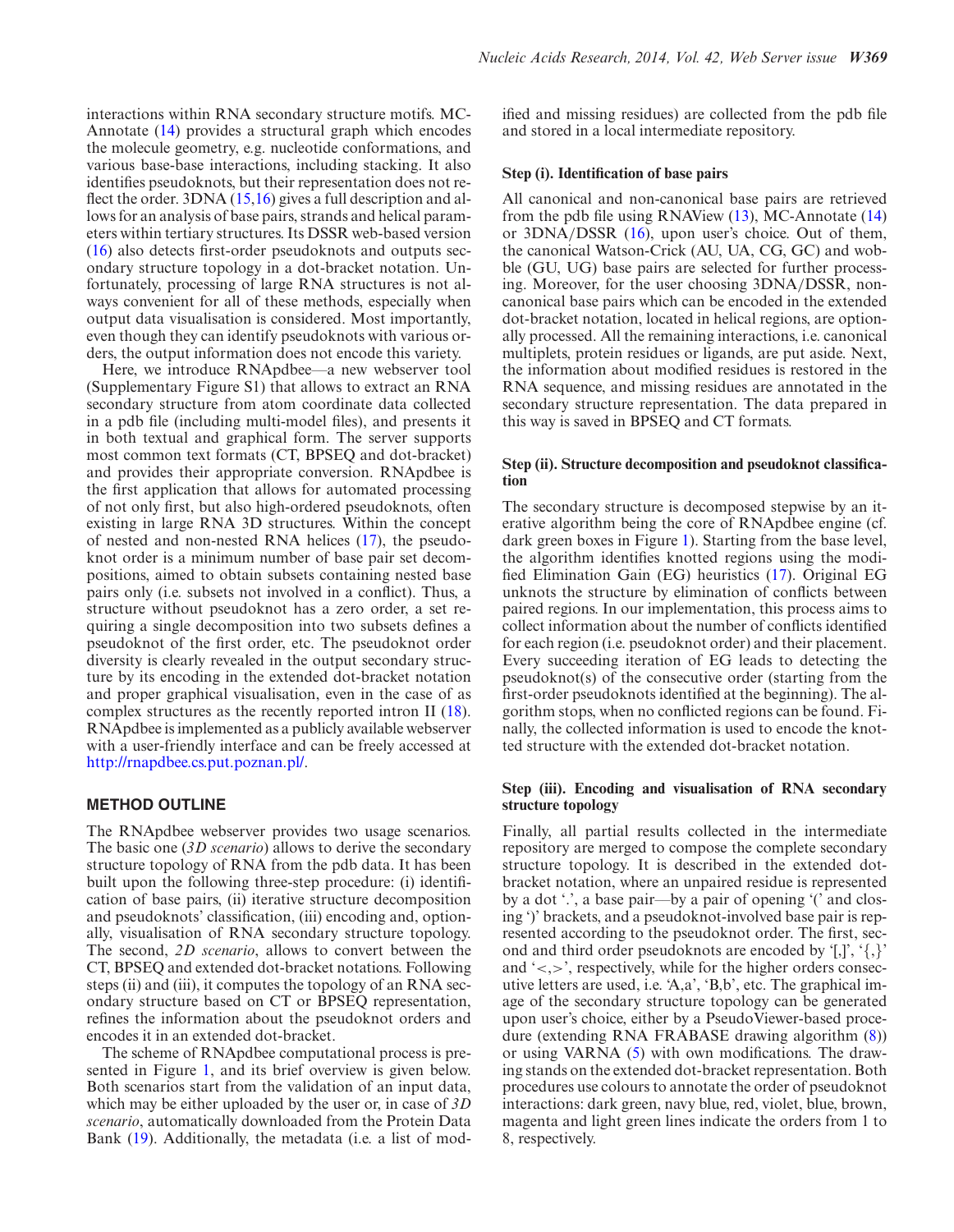interactions within RNA secondary structure motifs. MC-Annotate (14) provides a structural graph which encodes the molecule geometry, e.g. nucleotide conformations, and various base-base interactions, including stacking. It also identifies pseudoknots, but their representation does not reflect the order. 3DNA (15,16) gives a full description and allows for an analysis of base pairs, strands and helical parameters within tertiary structures. Its DSSR web-based version (16) also detects first-order pseudoknots and outputs secondary structure topology in a dot-bracket notation. Unfortunately, processing of large RNA structures is not always convenient for all of these methods, especially when output data visualisation is considered. Most importantly, even though they can identify pseudoknots with various orders, the output information does not encode this variety.

Here, we introduce RNApdbee—a new webserver tool (Supplementary Figure S1) that allows to extract an RNA secondary structure from atom coordinate data collected in a pdb file (including multi-model files), and presents it in both textual and graphical form. The server supports most common text formats (CT, BPSEQ and dot-bracket) and provides their appropriate conversion. RNApdbee is the first application that allows for automated processing of not only first, but also high-ordered pseudoknots, often existing in large RNA 3D structures. Within the concept of nested and non-nested RNA helices (17), the pseudoknot order is a minimum number of base pair set decompositions, aimed to obtain subsets containing nested base pairs only (i.e. subsets not involved in a conflict). Thus, a structure without pseudoknot has a zero order, a set requiring a single decomposition into two subsets defines a pseudoknot of the first order, etc. The pseudoknot order diversity is clearly revealed in the output secondary structure by its encoding in the extended dot-bracket notation and proper graphical visualisation, even in the case of as complex structures as the recently reported intron II (18). RNApdbee is implemented as a publicly available webserver with a user-friendly interface and can be freely accessed at http://rnapdbee.cs.put.poznan.pl/.

## METHOD OUTLINE

The RNApdbee webserver provides two usage scenarios. The basic one (*3D scenario*) allows to derive the secondary structure topology of RNA from the pdb data. It has been built upon the following three-step procedure: (i) identification of base pairs, (ii) iterative structure decomposition and pseudoknots' classification, (iii) encoding and, optionally, visualisation of RNA secondary structure topology. The second, *2D scenario*, allows to convert between the CT, BPSEQ and extended dot-bracket notations. Following steps (ii) and (iii), it computes the topology of an RNA secondary structure based on CT or BPSEQ representation, refines the information about the pseudoknot orders and encodes it in an extended dot-bracket.

The scheme of RNApdbee computational process is presented in Figure 1, and its brief overview is given below. Both scenarios start from the validation of an input data, which may be either uploaded by the user or, in case of *3D scenario*, automatically downloaded from the Protein Data Bank (19). Additionally, the metadata (i.e. a list of modified and missing residues) are collected from the pdb file and stored in a local intermediate repository.

### Step (i). Identification of base pairs

All canonical and non-canonical base pairs are retrieved from the pdb file using RNAView (13), MC-Annotate (14) or 3DNA/DSSR (16), upon user's choice. Out of them, the canonical Watson-Crick (AU, UA, CG, GC) and wobble (GU, UG) base pairs are selected for further processing. Moreover, for the user choosing 3DNA/DSSR, non-canonical base pairs which can be encoded in the extended dot-bracket notation, located in helical regions, are optionally processed. All the remaining interactions, i.e. canonical multiplets, protein residues or ligands, are put aside. Next, the information about modified residues is restored in the RNA sequence, and missing residues are annotated in the secondary structure representation. The data prepared in this way is saved in BPSEQ and CT formats.

### Step (ii). Structure decomposition and pseudoknot classification

The secondary structure is decomposed stepwise by an iterative algorithm being the core of RNApdbee engine (cf. dark green boxes in Figure 1). Starting from the base level, the algorithm identifies knotted regions using the modified Elimination Gain (EG) heuristics (17). Original EG unknots the structure by elimination of conflicts between paired regions. In our implementation, this process aims to collect information about the number of conflicts identified for each region (i.e. pseudoknot order) and their placement. Every succeeding iteration of EG leads to detecting the pseudoknot(s) of the consecutive order (starting from the first-order pseudoknots identified at the beginning). The algorithm stops, when no conflicted regions can be found. Finally, the collected information is used to encode the knotted structure with the extended dot-bracket notation.

### Step (iii). Encoding and visualisation of RNA secondary structure topology

Finally, all partial results collected in the intermediate repository are merged to compose the complete secondary structure topology. It is described in the extended dot-bracket notation, where an unpaired residue is represented by a dot '.', a base pair—by a pair of opening '(' and closing ')' brackets, and a pseudoknot-involved base pair is represented according to the pseudoknot order. The first, second and third order pseudoknots are encoded by '[,]', '{,}' and '<,>', respectively, while for the higher orders consecutive letters are used, i.e. 'A,a', 'B,b', etc. The graphical image of the secondary structure topology can be generated upon user's choice, either by a PseudoViewer-based procedure (extending RNA FRABASE drawing algorithm (8)) or using VARNA (5) with own modifications. The drawing stands on the extended dot-bracket representation. Both procedures use colours to annotate the order of pseudoknot interactions: dark green, navy blue, red, violet, blue, brown, magenta and light green lines indicate the orders from 1 to 8, respectively.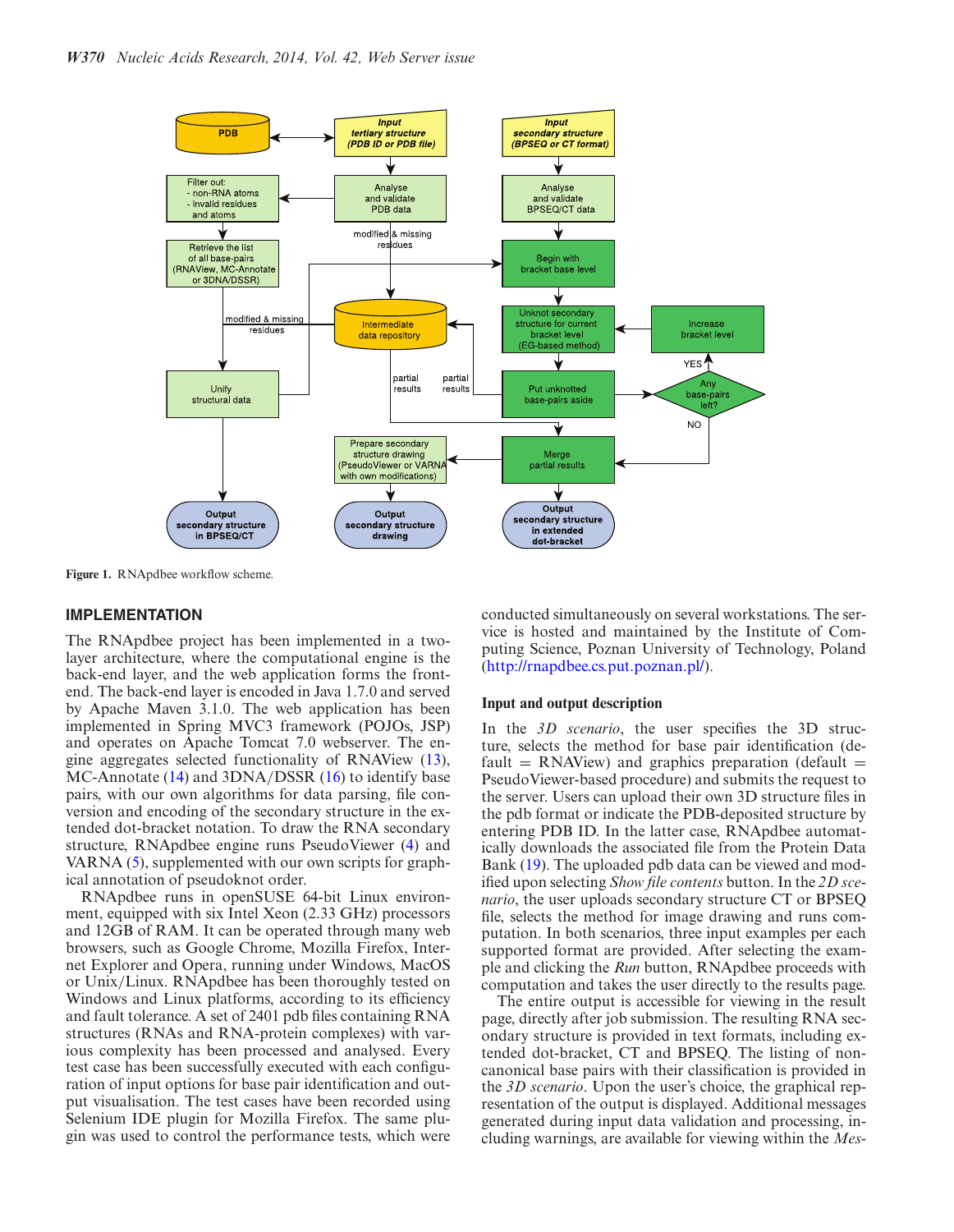Figure 1. RNApdbee workflow scheme.

## IMPLEMENTATION

The RNApdbee project has been implemented in a two-layer architecture, where the computational engine is the back-end layer, and the web application forms the front-end. The back-end layer is encoded in Java 1.7.0 and served by Apache Maven 3.1.0. The web application has been implemented in Spring MVC3 framework (POJOs, JSP) and operates on Apache Tomcat 7.0 webserver. The engine aggregates selected functionality of RNAView (13), MC-Annotate (14) and 3DNA/DSSR (16) to identify base pairs, with our own algorithms for data parsing, file conversion and encoding of the secondary structure in the extended dot-bracket notation. To draw the RNA secondary structure, RNApdbee engine runs PseudoViewer (4) and VARNA (5), supplemented with our own scripts for graphical annotation of pseudoknot order.

RNApdbee runs in openSUSE 64-bit Linux environment, equipped with six Intel Xeon (2.33 GHz) processors and 12GB of RAM. It can be operated through many web browsers, such as Google Chrome, Mozilla Firefox, Internet Explorer and Opera, running under Windows, MacOS or Unix/Linux. RNApdbee has been thoroughly tested on Windows and Linux platforms, according to its efficiency and fault tolerance. A set of 2401 pdb files containing RNA structures (RNAs and RNA-protein complexes) with various complexity has been processed and analysed. Every test case has been successfully executed with each configuration of input options for base pair identification and output visualisation. The test cases have been recorded using Selenium IDE plugin for Mozilla Firefox. The same plugin was used to control the performance tests, which were conducted simultaneously on several workstations. The service is hosted and maintained by the Institute of Computing Science, Poznan University of Technology, Poland (http://rnapdbee.cs.put.poznan.pl/).

### Input and output description

In the *3D scenario*, the user specifies the 3D structure, selects the method for base pair identification (default = RNAView) and graphics preparation (default = PseudoViewer-based procedure) and submits the request to the server. Users can upload their own 3D structure files in the pdb format or indicate the PDB-deposited structure by entering PDB ID. In the latter case, RNApdbee automatically downloads the associated file from the Protein Data Bank (19). The uploaded pdb data can be viewed and modified upon selecting *Show file contents* button. In the *2D scenario*, the user uploads secondary structure CT or BPSEQ file, selects the method for image drawing and runs computation. In both scenarios, three input examples per each supported format are provided. After selecting the example and clicking the *Run* button, RNApdbee proceeds with computation and takes the user directly to the results page.

The entire output is accessible for viewing in the result page, directly after job submission. The resulting RNA secondary structure is provided in text formats, including extended dot-bracket, CT and BPSEQ. The listing of non-canonical base pairs with their classification is provided in the *3D scenario*. Upon the user's choice, the graphical representation of the output is displayed. Additional messages generated during input data validation and processing, including warnings, are available for viewing within the *Mes-*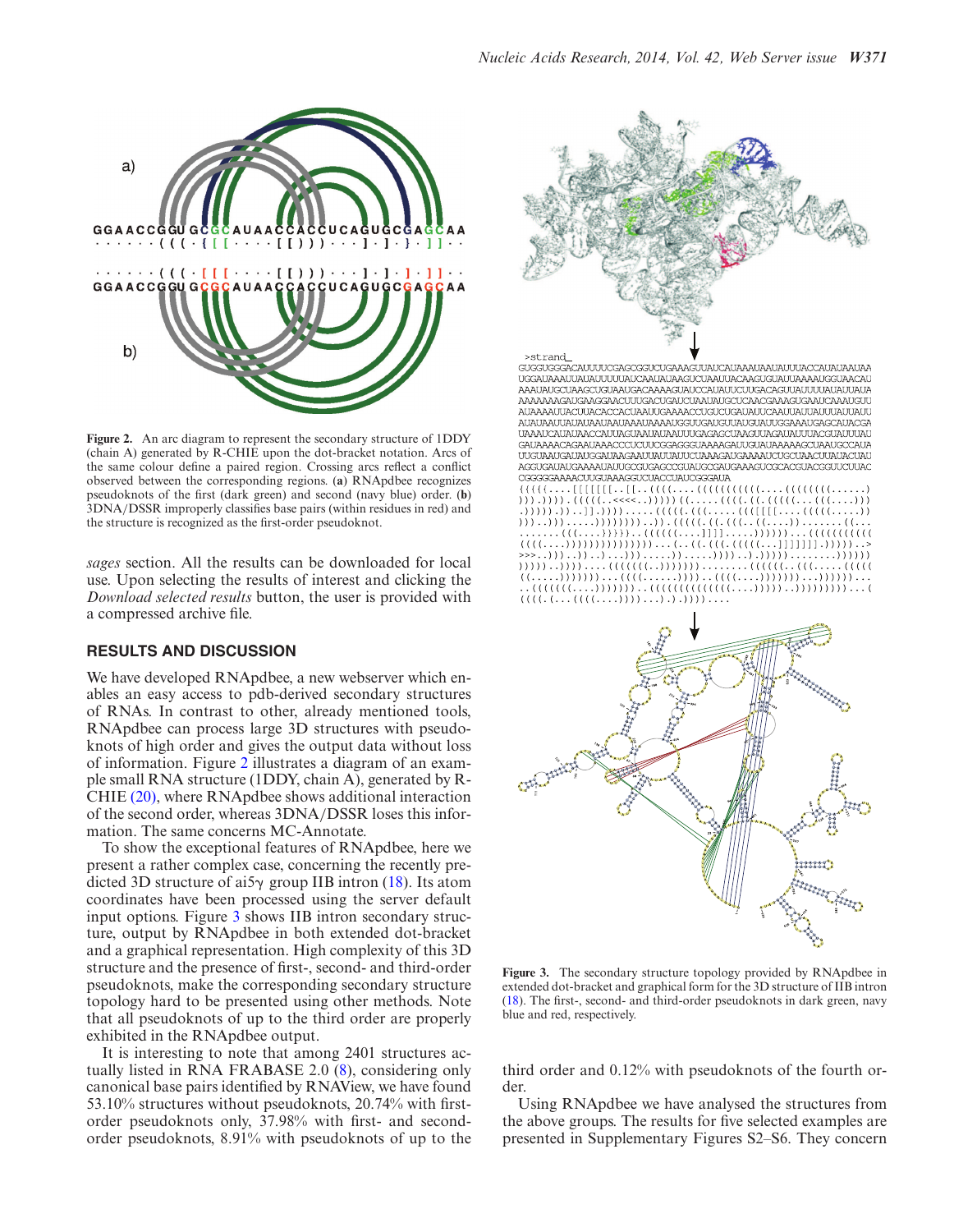**Figure 2.** An arc diagram to represent the secondary structure of 1DDY (chain A) generated by R-CHIE upon the dot-bracket notation. Arcs of the same colour define a paired region. Crossing arcs reflect a conflict observed between the corresponding regions. (**a**) RNApdbee recognizes pseudoknots of the first (dark green) and second (navy blue) order. (**b**) 3DNA/DSSR improperly classifies base pairs (within residues in red) and the structure is recognized as the first-order pseudoknot.

*sages* section. All the results can be downloaded for local use. Upon selecting the results of interest and clicking the *Download selected results* button, the user is provided with a compressed archive file.

## RESULTS AND DISCUSSION

We have developed RNApdbee, a new webserver which enables an easy access to pdb-derived secondary structures of RNAs. In contrast to other, already mentioned tools, RNApdbee can process large 3D structures with pseudoknots of high order and gives the output data without loss of information. Figure 2 illustrates a diagram of an example small RNA structure (1DDY, chain A), generated by R-CHIE (20), where RNApdbee shows additional interaction of the second order, whereas 3DNA/DSSR loses this information. The same concerns MC-Annotate.

To show the exceptional features of RNApdbee, here we present a rather complex case, concerning the recently predicted 3D structure of ai5γ group IIB intron (18). Its atom coordinates have been processed using the server default input options. Figure 3 shows IIB intron secondary structure, output by RNApdbee in both extended dot-bracket and a graphical representation. High complexity of this 3D structure and the presence of first-, second- and third-order pseudoknots, make the corresponding secondary structure topology hard to be presented using other methods. Note that all pseudoknots of up to the third order are properly exhibited in the RNApdbee output.

It is interesting to note that among 2401 structures actually listed in RNA FRABASE 2.0 (8), considering only canonical base pairs identified by RNAView, we have found 53.10% structures without pseudoknots, 20.74% with first-order pseudoknots only, 37.98% with first- and second-order pseudoknots, 8.91% with pseudoknots of up to the third order and 0.12% with pseudoknots of the fourth order.

Using RNApdbee we have analysed the structures from the above groups. The results for five selected examples are presented in Supplementary Figures S2–S6. They concern

**Figure 3.** The secondary structure topology provided by RNApdbee in extended dot-bracket and graphical form for the 3D structure of IIB intron (18). The first-, second- and third-order pseudoknots in dark green, navy blue and red, respectively.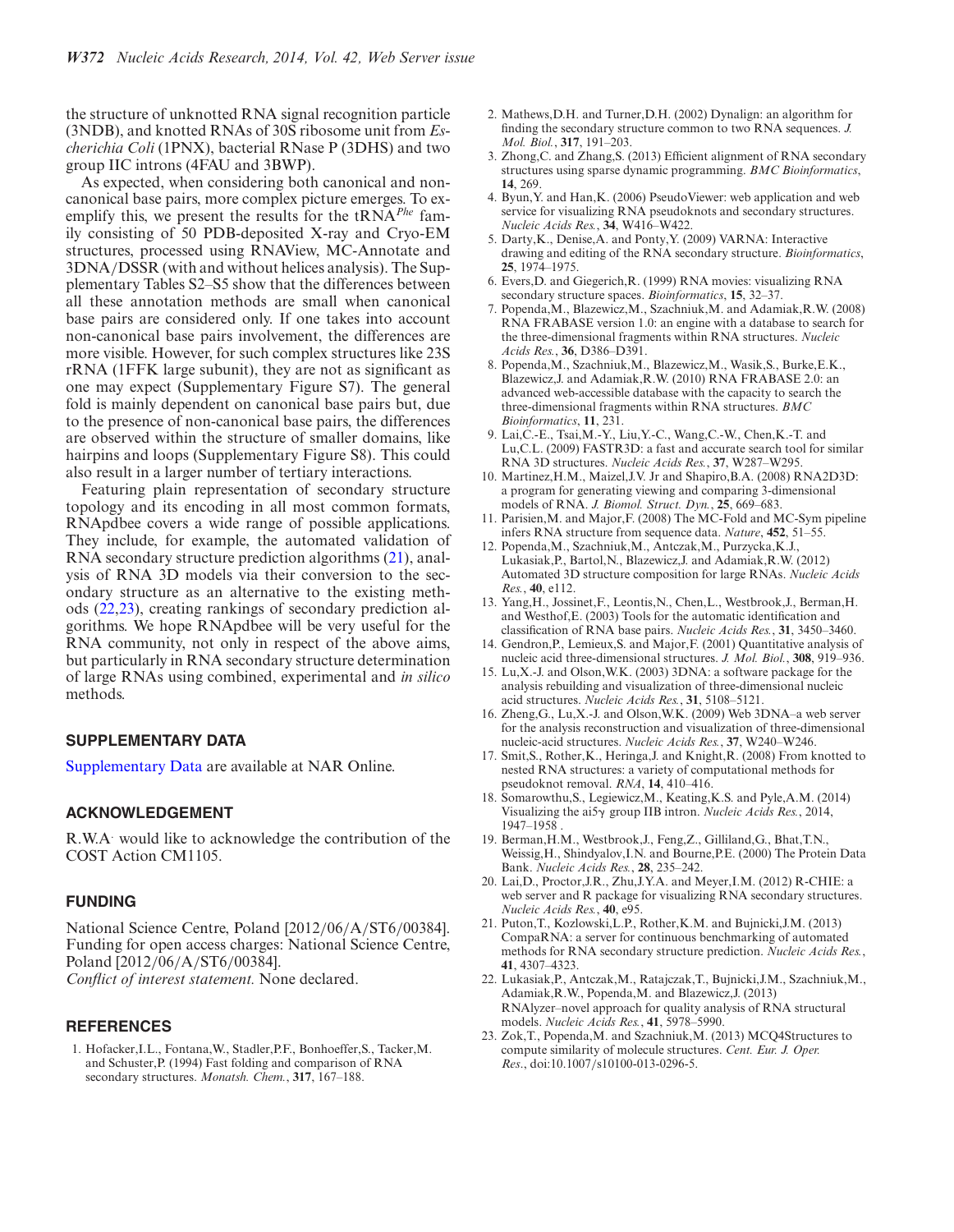the structure of unknotted RNA signal recognition particle (3NDB), and knotted RNAs of 30S ribosome unit from *Escherichia Coli* (1PNX), bacterial RNase P (3DHS) and two group IIC introns (4FAU and 3BWP).

As expected, when considering both canonical and non-canonical base pairs, more complex picture emerges. To exemplify this, we present the results for the tRNA$^{Phe}$ family consisting of 50 PDB-deposited X-ray and Cryo-EM structures, processed using RNAView, MC-Annotate and 3DNA/DSSR (with and without helices analysis). The Supplementary Tables S2–S5 show that the differences between all these annotation methods are small when canonical base pairs are considered only. If one takes into account non-canonical base pairs involvement, the differences are more visible. However, for such complex structures like 23S rRNA (1FFK large subunit), they are not as significant as one may expect (Supplementary Figure S7). The general fold is mainly dependent on canonical base pairs but, due to the presence of non-canonical base pairs, the differences are observed within the structure of smaller domains, like hairpins and loops (Supplementary Figure S8). This could also result in a larger number of tertiary interactions.

Featuring plain representation of secondary structure topology and its encoding in all most common formats, RNApdbee covers a wide range of possible applications. They include, for example, the automated validation of RNA secondary structure prediction algorithms (21), analysis of RNA 3D models via their conversion to the secondary structure as an alternative to the existing methods (22,23), creating rankings of secondary prediction algorithms. We hope RNApdbee will be very useful for the RNA community, not only in respect of the above aims, but particularly in RNA secondary structure determination of large RNAs using combined, experimental and *in silico* methods.

## SUPPLEMENTARY DATA

Supplementary Data are available at NAR Online.

## ACKNOWLEDGEMENT

R.W.A. would like to acknowledge the contribution of the COST Action CM1105.

## FUNDING

National Science Centre, Poland [2012/06/A/ST6/00384]. Funding for open access charges: National Science Centre, Poland [2012/06/A/ST6/00384].
*Conflict of interest statement.* None declared.

## REFERENCES

1. Hofacker,I.L., Fontana,W., Stadler,P.F., Bonhoeffer,S., Tacker,M. and Schuster,P. (1994) Fast folding and comparison of RNA secondary structures. *Monatsh. Chem.*, **317**, 167–188.
2. Mathews,D.H. and Turner,D.H. (2002) Dynalign: an algorithm for finding the secondary structure common to two RNA sequences. *J. Mol. Biol.*, **317**, 191–203.
3. Zhong,C. and Zhang,S. (2013) Efficient alignment of RNA secondary structures using sparse dynamic programming. *BMC Bioinformatics*, **14**, 269.
4. Byun,Y. and Han,K. (2006) PseudoViewer: web application and web service for visualizing RNA pseudoknots and secondary structures. *Nucleic Acids Res.*, **34**, W416–W422.
5. Darty,K., Denise,A. and Ponty,Y. (2009) VARNA: Interactive drawing and editing of the RNA secondary structure. *Bioinformatics*, **25**, 1974–1975.
6. Evers,D. and Giegerich,R. (1999) RNA movies: visualizing RNA secondary structure spaces. *Bioinformatics*, **15**, 32–37.
7. Popenda,M., Blazewicz,M., Szachniuk,M. and Adamiak,R.W. (2008) RNA FRABASE version 1.0: an engine with a database to search for the three-dimensional fragments within RNA structures. *Nucleic Acids Res.*, **36**, D386–D391.
8. Popenda,M., Szachniuk,M., Blazewicz,M., Wasik,S., Burke,E.K., Blazewicz,J. and Adamiak,R.W. (2010) RNA FRABASE 2.0: an advanced web-accessible database with the capacity to search the three-dimensional fragments within RNA structures. *BMC Bioinformatics*, **11**, 231.
9. Lai,C.-E., Tsai,M.-Y., Liu,Y.-C., Wang,C.-W., Chen,K.-T. and Lu,C.L. (2009) FASTR3D: a fast and accurate search tool for similar RNA 3D structures. *Nucleic Acids Res.*, **37**, W287–W295.
10. Martinez,H.M., Maizel,J.V. Jr and Shapiro,B.A. (2008) RNA2D3D: a program for generating viewing and comparing 3-dimensional models of RNA. *J. Biomol. Struct. Dyn.*, **25**, 669–683.
11. Parisien,M. and Major,F. (2008) The MC-Fold and MC-Sym pipeline infers RNA structure from sequence data. *Nature*, **452**, 51–55.
12. Popenda,M., Szachniuk,M., Antczak,M., Purzycka,K.J., Lukasiak,P., Bartol,N., Blazewicz,J. and Adamiak,R.W. (2012) Automated 3D structure composition for large RNAs. *Nucleic Acids Res.*, **40**, e112.
13. Yang,H., Jossinet,F., Leontis,N., Chen,L., Westbrook,J., Berman,H. and Westhof,E. (2003) Tools for the automatic identification and classification of RNA base pairs. *Nucleic Acids Res.*, **31**, 3450–3460.
14. Gendron,P., Lemieux,S. and Major,F. (2001) Quantitative analysis of nucleic acid three-dimensional structures. *J. Mol. Biol.*, **308**, 919–936.
15. Lu,X.-J. and Olson,W.K. (2003) 3DNA: a software package for the analysis rebuilding and visualization of three-dimensional nucleic acid structures. *Nucleic Acids Res.*, **31**, 5108–5121.
16. Zheng,G., Lu,X.-J. and Olson,W.K. (2009) Web 3DNA–a web server for the analysis reconstruction and visualization of three-dimensional nucleic-acid structures. *Nucleic Acids Res.*, **37**, W240–W246.
17. Smit,S., Rother,K., Heringa,J. and Knight,R. (2008) From knotted to nested RNA structures: a variety of computational methods for pseudoknot removal. *RNA*, **14**, 410–416.
18. Somarowthu,S., Legiewicz,M., Keating,K.S. and Pyle,A.M. (2014) Visualizing the ai5γ group IIB intron. *Nucleic Acids Res.*, 2014, 1947–1958 .
19. Berman,H.M., Westbrook,J., Feng,Z., Gilliland,G., Bhat,T.N., Weissig,H., Shindyalov,I.N. and Bourne,P.E. (2000) The Protein Data Bank. *Nucleic Acids Res.*, **28**, 235–242.
20. Lai,D., Proctor,J.R., Zhu,J.Y.A. and Meyer,I.M. (2012) R-CHIE: a web server and R package for visualizing RNA secondary structures. *Nucleic Acids Res.*, **40**, e95.
21. Puton,T., Kozlowski,L.P., Rother,K.M. and Bujnicki,J.M. (2013) CompaRNA: a server for continuous benchmarking of automated methods for RNA secondary structure prediction. *Nucleic Acids Res.*, **41**, 4307–4323.
22. Lukasiak,P., Antczak,M., Ratajczak,T., Bujnicki,J.M., Szachniuk,M., Adamiak,R.W., Popenda,M. and Blazewicz,J. (2013) RNAlyzer–novel approach for quality analysis of RNA structural models. *Nucleic Acids Res.*, **41**, 5978–5990.
23. Zok,T., Popenda,M. and Szachniuk,M. (2013) MCQ4Structures to compute similarity of molecule structures. *Cent. Eur. J. Oper. Res.*, doi:10.1007/s10100-013-0296-5.